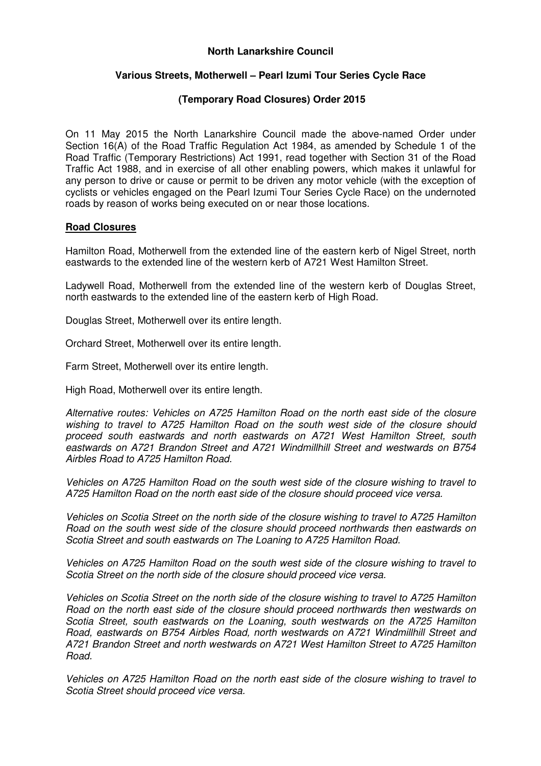**North Lanarkshire Council**

**Various Streets, Motherwell – Pearl Izumi Tour Series Cycle Race**

**(Temporary Road Closures) Order 2015**

On 11 May 2015 the North Lanarkshire Council made the above-named Order under Section 16(A) of the Road Traffic Regulation Act 1984, as amended by Schedule 1 of the Road Traffic (Temporary Restrictions) Act 1991, read together with Section 31 of the Road Traffic Act 1988, and in exercise of all other enabling powers, which makes it unlawful for any person to drive or cause or permit to be driven any motor vehicle (with the exception of cyclists or vehicles engaged on the Pearl Izumi Tour Series Cycle Race) on the undernoted roads by reason of works being executed on or near those locations.

**Road Closures**

Hamilton Road, Motherwell from the extended line of the eastern kerb of Nigel Street, north eastwards to the extended line of the western kerb of A721 West Hamilton Street.

Ladywell Road, Motherwell from the extended line of the western kerb of Douglas Street, north eastwards to the extended line of the eastern kerb of High Road.

Douglas Street, Motherwell over its entire length.

Orchard Street, Motherwell over its entire length.

Farm Street, Motherwell over its entire length.

High Road, Motherwell over its entire length.

*Alternative routes: Vehicles on A725 Hamilton Road on the north east side of the closure wishing to travel to A725 Hamilton Road on the south west side of the closure should proceed south eastwards and north eastwards on A721 West Hamilton Street, south eastwards on A721 Brandon Street and A721 Windmillhill Street and westwards on B754 Airbles Road to A725 Hamilton Road.*

*Vehicles on A725 Hamilton Road on the south west side of the closure wishing to travel to A725 Hamilton Road on the north east side of the closure should proceed vice versa.*

*Vehicles on Scotia Street on the north side of the closure wishing to travel to A725 Hamilton Road on the south west side of the closure should proceed northwards then eastwards on Scotia Street and south eastwards on The Loaning to A725 Hamilton Road.*

*Vehicles on A725 Hamilton Road on the south west side of the closure wishing to travel to Scotia Street on the north side of the closure should proceed vice versa.*

*Vehicles on Scotia Street on the north side of the closure wishing to travel to A725 Hamilton Road on the north east side of the closure should proceed northwards then westwards on Scotia Street, south eastwards on the Loaning, south westwards on the A725 Hamilton Road, eastwards on B754 Airbles Road, north westwards on A721 Windmillhill Street and A721 Brandon Street and north westwards on A721 West Hamilton Street to A725 Hamilton Road.*

*Vehicles on A725 Hamilton Road on the north east side of the closure wishing to travel to Scotia Street should proceed vice versa.*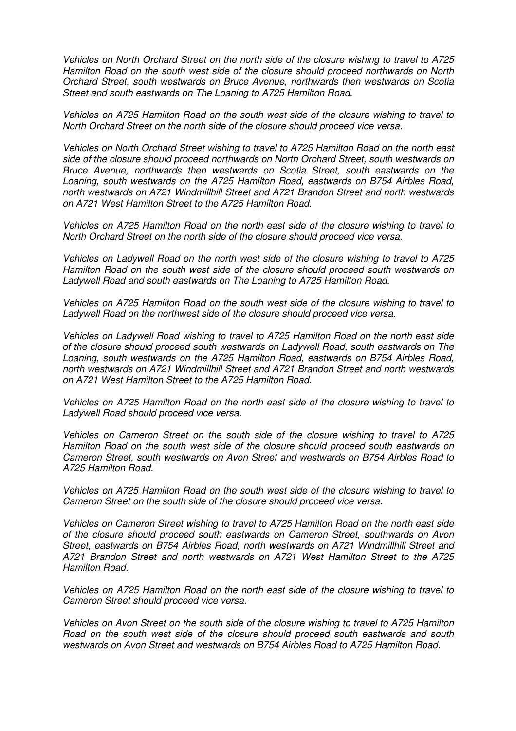*Vehicles on North Orchard Street on the north side of the closure wishing to travel to A725 Hamilton Road on the south west side of the closure should proceed northwards on North Orchard Street, south westwards on Bruce Avenue, northwards then westwards on Scotia Street and south eastwards on The Loaning to A725 Hamilton Road.*

*Vehicles on A725 Hamilton Road on the south west side of the closure wishing to travel to North Orchard Street on the north side of the closure should proceed vice versa.*

*Vehicles on North Orchard Street wishing to travel to A725 Hamilton Road on the north east side of the closure should proceed northwards on North Orchard Street, south westwards on Bruce Avenue, northwards then westwards on Scotia Street, south eastwards on the Loaning, south westwards on the A725 Hamilton Road, eastwards on B754 Airbles Road, north westwards on A721 Windmillhill Street and A721 Brandon Street and north westwards on A721 West Hamilton Street to the A725 Hamilton Road.*

*Vehicles on A725 Hamilton Road on the north east side of the closure wishing to travel to North Orchard Street on the north side of the closure should proceed vice versa.*

*Vehicles on Ladywell Road on the north west side of the closure wishing to travel to A725 Hamilton Road on the south west side of the closure should proceed south westwards on Ladywell Road and south eastwards on The Loaning to A725 Hamilton Road.*

*Vehicles on A725 Hamilton Road on the south west side of the closure wishing to travel to Ladywell Road on the northwest side of the closure should proceed vice versa.*

*Vehicles on Ladywell Road wishing to travel to A725 Hamilton Road on the north east side of the closure should proceed south westwards on Ladywell Road, south eastwards on The Loaning, south westwards on the A725 Hamilton Road, eastwards on B754 Airbles Road, north westwards on A721 Windmillhill Street and A721 Brandon Street and north westwards on A721 West Hamilton Street to the A725 Hamilton Road.*

*Vehicles on A725 Hamilton Road on the north east side of the closure wishing to travel to Ladywell Road should proceed vice versa.*

*Vehicles on Cameron Street on the south side of the closure wishing to travel to A725 Hamilton Road on the south west side of the closure should proceed south eastwards on Cameron Street, south westwards on Avon Street and westwards on B754 Airbles Road to A725 Hamilton Road.*

*Vehicles on A725 Hamilton Road on the south west side of the closure wishing to travel to Cameron Street on the south side of the closure should proceed vice versa.*

*Vehicles on Cameron Street wishing to travel to A725 Hamilton Road on the north east side of the closure should proceed south eastwards on Cameron Street, southwards on Avon Street, eastwards on B754 Airbles Road, north westwards on A721 Windmillhill Street and A721 Brandon Street and north westwards on A721 West Hamilton Street to the A725 Hamilton Road.*

*Vehicles on A725 Hamilton Road on the north east side of the closure wishing to travel to Cameron Street should proceed vice versa.*

*Vehicles on Avon Street on the south side of the closure wishing to travel to A725 Hamilton Road on the south west side of the closure should proceed south eastwards and south westwards on Avon Street and westwards on B754 Airbles Road to A725 Hamilton Road.*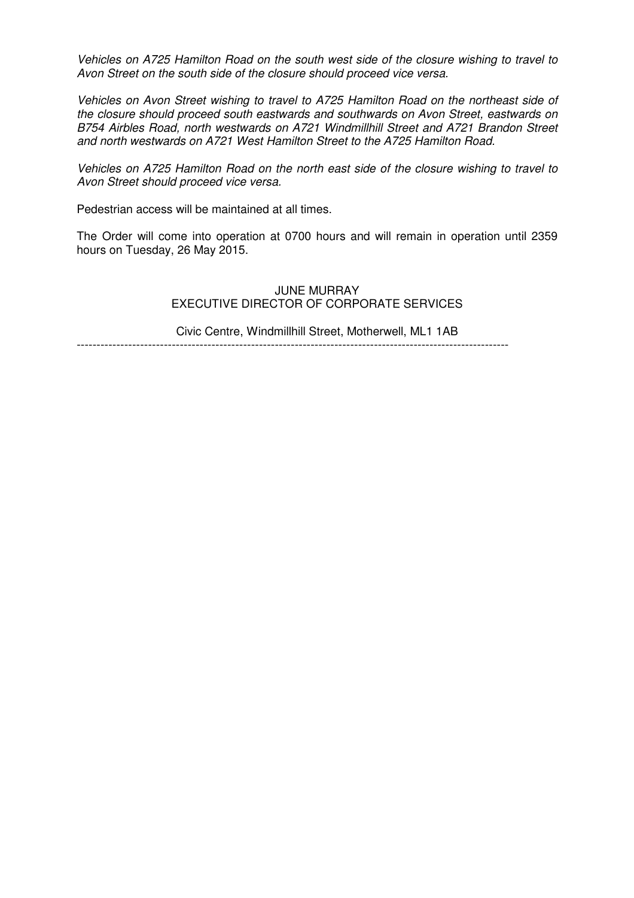*Vehicles on A725 Hamilton Road on the south west side of the closure wishing to travel to Avon Street on the south side of the closure should proceed vice versa.*

*Vehicles on Avon Street wishing to travel to A725 Hamilton Road on the northeast side of the closure should proceed south eastwards and southwards on Avon Street, eastwards on B754 Airbles Road, north westwards on A721 Windmillhill Street and A721 Brandon Street and north westwards on A721 West Hamilton Street to the A725 Hamilton Road.*

*Vehicles on A725 Hamilton Road on the north east side of the closure wishing to travel to Avon Street should proceed vice versa.*

Pedestrian access will be maintained at all times.

The Order will come into operation at 0700 hours and will remain in operation until 2359 hours on Tuesday, 26 May 2015.

JUNE MURRAY
EXECUTIVE DIRECTOR OF CORPORATE SERVICES

Civic Centre, Windmillhill Street, Motherwell, ML1 1AB

---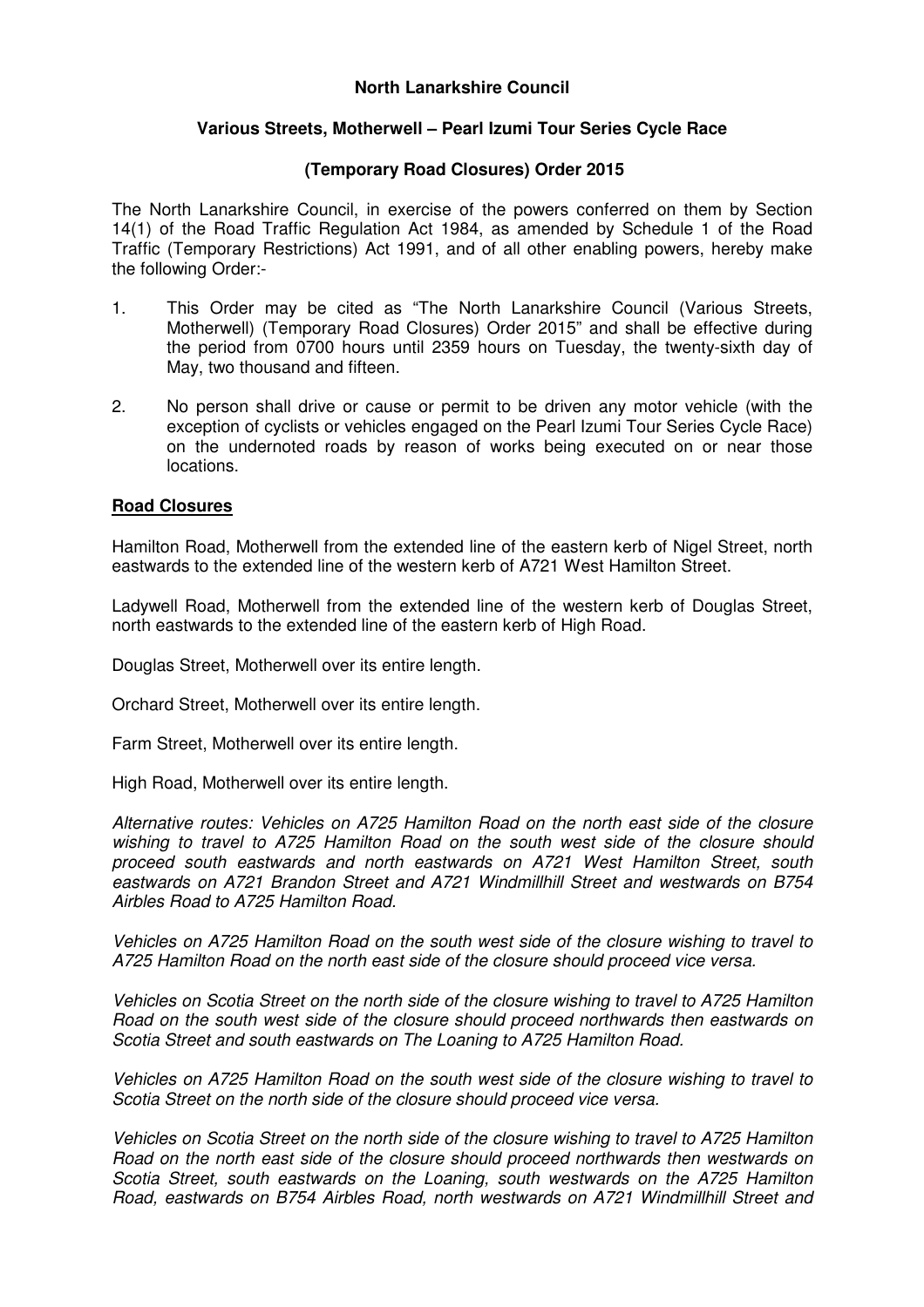**North Lanarkshire Council**

**Various Streets, Motherwell – Pearl Izumi Tour Series Cycle Race**

**(Temporary Road Closures) Order 2015**

The North Lanarkshire Council, in exercise of the powers conferred on them by Section 14(1) of the Road Traffic Regulation Act 1984, as amended by Schedule 1 of the Road Traffic (Temporary Restrictions) Act 1991, and of all other enabling powers, hereby make the following Order:-

1. This Order may be cited as "The North Lanarkshire Council (Various Streets, Motherwell) (Temporary Road Closures) Order 2015" and shall be effective during the period from 0700 hours until 2359 hours on Tuesday, the twenty-sixth day of May, two thousand and fifteen.

2. No person shall drive or cause or permit to be driven any motor vehicle (with the exception of cyclists or vehicles engaged on the Pearl Izumi Tour Series Cycle Race) on the undernoted roads by reason of works being executed on or near those locations.

**Road Closures**

Hamilton Road, Motherwell from the extended line of the eastern kerb of Nigel Street, north eastwards to the extended line of the western kerb of A721 West Hamilton Street.

Ladywell Road, Motherwell from the extended line of the western kerb of Douglas Street, north eastwards to the extended line of the eastern kerb of High Road.

Douglas Street, Motherwell over its entire length.

Orchard Street, Motherwell over its entire length.

Farm Street, Motherwell over its entire length.

High Road, Motherwell over its entire length.

*Alternative routes: Vehicles on A725 Hamilton Road on the north east side of the closure wishing to travel to A725 Hamilton Road on the south west side of the closure should proceed south eastwards and north eastwards on A721 West Hamilton Street, south eastwards on A721 Brandon Street and A721 Windmillhill Street and westwards on B754 Airbles Road to A725 Hamilton Road.*

*Vehicles on A725 Hamilton Road on the south west side of the closure wishing to travel to A725 Hamilton Road on the north east side of the closure should proceed vice versa.*

*Vehicles on Scotia Street on the north side of the closure wishing to travel to A725 Hamilton Road on the south west side of the closure should proceed northwards then eastwards on Scotia Street and south eastwards on The Loaning to A725 Hamilton Road.*

*Vehicles on A725 Hamilton Road on the south west side of the closure wishing to travel to Scotia Street on the north side of the closure should proceed vice versa.*

*Vehicles on Scotia Street on the north side of the closure wishing to travel to A725 Hamilton Road on the north east side of the closure should proceed northwards then westwards on Scotia Street, south eastwards on the Loaning, south westwards on the A725 Hamilton Road, eastwards on B754 Airbles Road, north westwards on A721 Windmillhill Street and*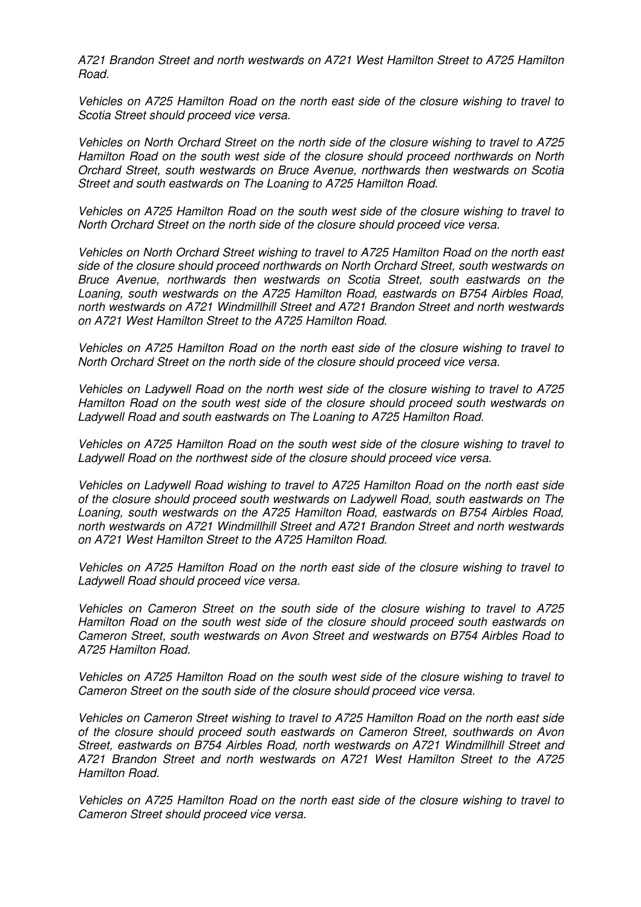*A721 Brandon Street and north westwards on A721 West Hamilton Street to A725 Hamilton Road.*

*Vehicles on A725 Hamilton Road on the north east side of the closure wishing to travel to Scotia Street should proceed vice versa.*

*Vehicles on North Orchard Street on the north side of the closure wishing to travel to A725 Hamilton Road on the south west side of the closure should proceed northwards on North Orchard Street, south westwards on Bruce Avenue, northwards then westwards on Scotia Street and south eastwards on The Loaning to A725 Hamilton Road.*

*Vehicles on A725 Hamilton Road on the south west side of the closure wishing to travel to North Orchard Street on the north side of the closure should proceed vice versa.*

*Vehicles on North Orchard Street wishing to travel to A725 Hamilton Road on the north east side of the closure should proceed northwards on North Orchard Street, south westwards on Bruce Avenue, northwards then westwards on Scotia Street, south eastwards on the Loaning, south westwards on the A725 Hamilton Road, eastwards on B754 Airbles Road, north westwards on A721 Windmillhill Street and A721 Brandon Street and north westwards on A721 West Hamilton Street to the A725 Hamilton Road.*

*Vehicles on A725 Hamilton Road on the north east side of the closure wishing to travel to North Orchard Street on the north side of the closure should proceed vice versa.*

*Vehicles on Ladywell Road on the north west side of the closure wishing to travel to A725 Hamilton Road on the south west side of the closure should proceed south westwards on Ladywell Road and south eastwards on The Loaning to A725 Hamilton Road.*

*Vehicles on A725 Hamilton Road on the south west side of the closure wishing to travel to Ladywell Road on the northwest side of the closure should proceed vice versa.*

*Vehicles on Ladywell Road wishing to travel to A725 Hamilton Road on the north east side of the closure should proceed south westwards on Ladywell Road, south eastwards on The Loaning, south westwards on the A725 Hamilton Road, eastwards on B754 Airbles Road, north westwards on A721 Windmillhill Street and A721 Brandon Street and north westwards on A721 West Hamilton Street to the A725 Hamilton Road.*

*Vehicles on A725 Hamilton Road on the north east side of the closure wishing to travel to Ladywell Road should proceed vice versa.*

*Vehicles on Cameron Street on the south side of the closure wishing to travel to A725 Hamilton Road on the south west side of the closure should proceed south eastwards on Cameron Street, south westwards on Avon Street and westwards on B754 Airbles Road to A725 Hamilton Road.*

*Vehicles on A725 Hamilton Road on the south west side of the closure wishing to travel to Cameron Street on the south side of the closure should proceed vice versa.*

*Vehicles on Cameron Street wishing to travel to A725 Hamilton Road on the north east side of the closure should proceed south eastwards on Cameron Street, southwards on Avon Street, eastwards on B754 Airbles Road, north westwards on A721 Windmillhill Street and A721 Brandon Street and north westwards on A721 West Hamilton Street to the A725 Hamilton Road.*

*Vehicles on A725 Hamilton Road on the north east side of the closure wishing to travel to Cameron Street should proceed vice versa.*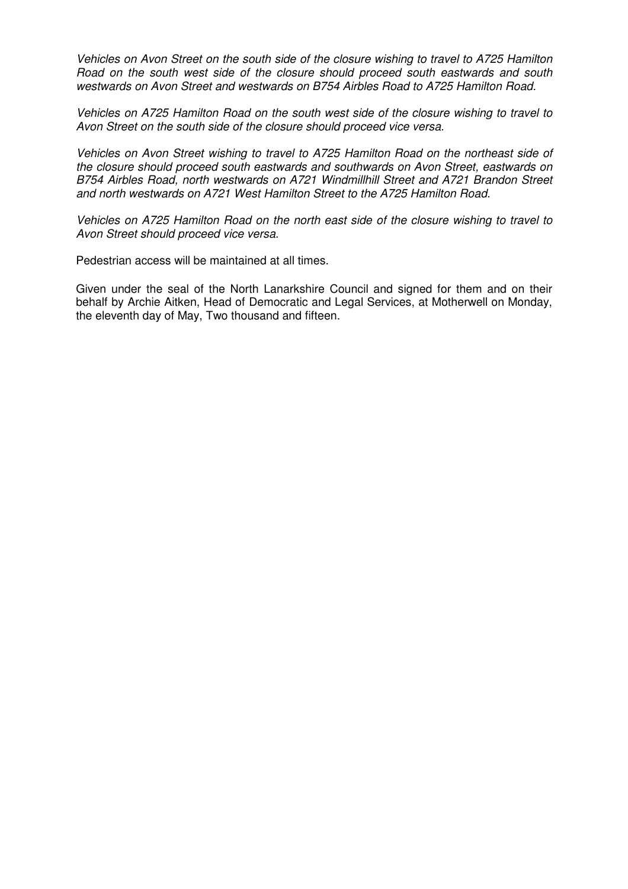*Vehicles on Avon Street on the south side of the closure wishing to travel to A725 Hamilton Road on the south west side of the closure should proceed south eastwards and south westwards on Avon Street and westwards on B754 Airbles Road to A725 Hamilton Road.*

*Vehicles on A725 Hamilton Road on the south west side of the closure wishing to travel to Avon Street on the south side of the closure should proceed vice versa.*

*Vehicles on Avon Street wishing to travel to A725 Hamilton Road on the northeast side of the closure should proceed south eastwards and southwards on Avon Street, eastwards on B754 Airbles Road, north westwards on A721 Windmillhill Street and A721 Brandon Street and north westwards on A721 West Hamilton Street to the A725 Hamilton Road.*

*Vehicles on A725 Hamilton Road on the north east side of the closure wishing to travel to Avon Street should proceed vice versa.*

Pedestrian access will be maintained at all times.

Given under the seal of the North Lanarkshire Council and signed for them and on their behalf by Archie Aitken, Head of Democratic and Legal Services, at Motherwell on Monday, the eleventh day of May, Two thousand and fifteen.